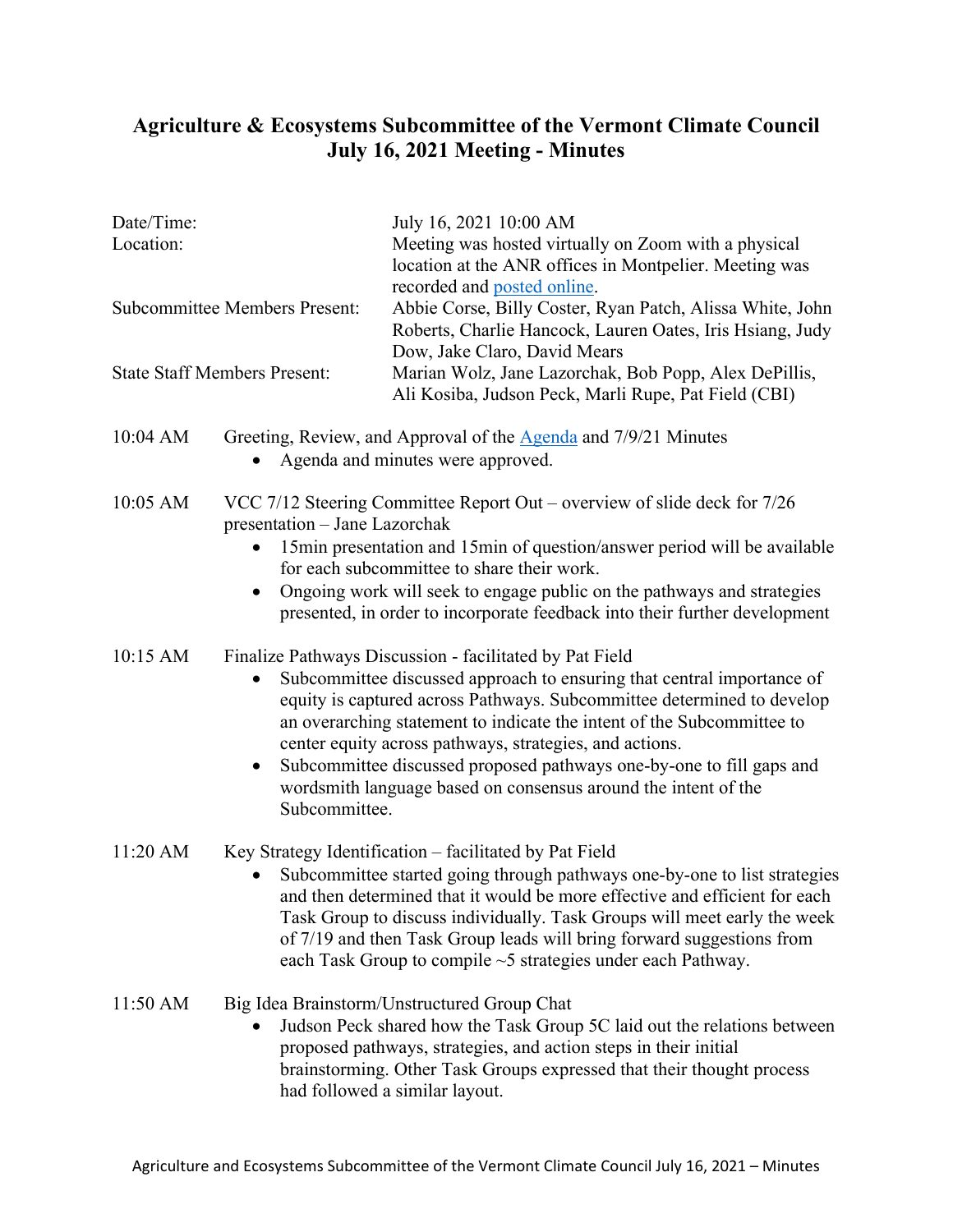# Agriculture & Ecosystems Subcommittee of the Vermont Climate Council
## July 16, 2021 Meeting - Minutes

| | |
|---|---|
| Date/Time: | July 16, 2021 10:00 AM |
| Location: | Meeting was hosted virtually on Zoom with a physical location at the ANR offices in Montpelier. Meeting was recorded and posted online. |
| Subcommittee Members Present: | Abbie Corse, Billy Coster, Ryan Patch, Alissa White, John Roberts, Charlie Hancock, Lauren Oates, Iris Hsiang, Judy Dow, Jake Claro, David Mears |
| State Staff Members Present: | Marian Wolz, Jane Lazorchak, Bob Popp, Alex DePillis, Ali Kosiba, Judson Peck, Marli Rupe, Pat Field (CBI) |

**10:04 AM** Greeting, Review, and Approval of the Agenda and 7/9/21 Minutes

- Agenda and minutes were approved.

**10:05 AM** VCC 7/12 Steering Committee Report Out – overview of slide deck for 7/26 presentation – Jane Lazorchak

- 15min presentation and 15min of question/answer period will be available for each subcommittee to share their work.
- Ongoing work will seek to engage public on the pathways and strategies presented, in order to incorporate feedback into their further development

**10:15 AM** Finalize Pathways Discussion - facilitated by Pat Field

- Subcommittee discussed approach to ensuring that central importance of equity is captured across Pathways. Subcommittee determined to develop an overarching statement to indicate the intent of the Subcommittee to center equity across pathways, strategies, and actions.
- Subcommittee discussed proposed pathways one-by-one to fill gaps and wordsmith language based on consensus around the intent of the Subcommittee.

**11:20 AM** Key Strategy Identification – facilitated by Pat Field

- Subcommittee started going through pathways one-by-one to list strategies and then determined that it would be more effective and efficient for each Task Group to discuss individually. Task Groups will meet early the week of 7/19 and then Task Group leads will bring forward suggestions from each Task Group to compile ~5 strategies under each Pathway.

**11:50 AM** Big Idea Brainstorm/Unstructured Group Chat

- Judson Peck shared how the Task Group 5C laid out the relations between proposed pathways, strategies, and action steps in their initial brainstorming. Other Task Groups expressed that their thought process had followed a similar layout.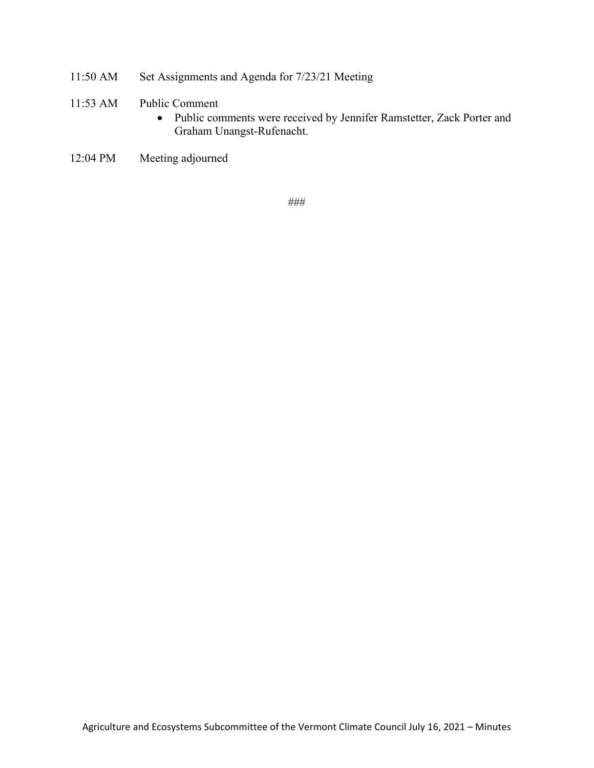11:50 AM Set Assignments and Agenda for 7/23/21 Meeting

11:53 AM Public Comment

- Public comments were received by Jennifer Ramstetter, Zack Porter and Graham Unangst-Rufenacht.

12:04 PM Meeting adjourned

###